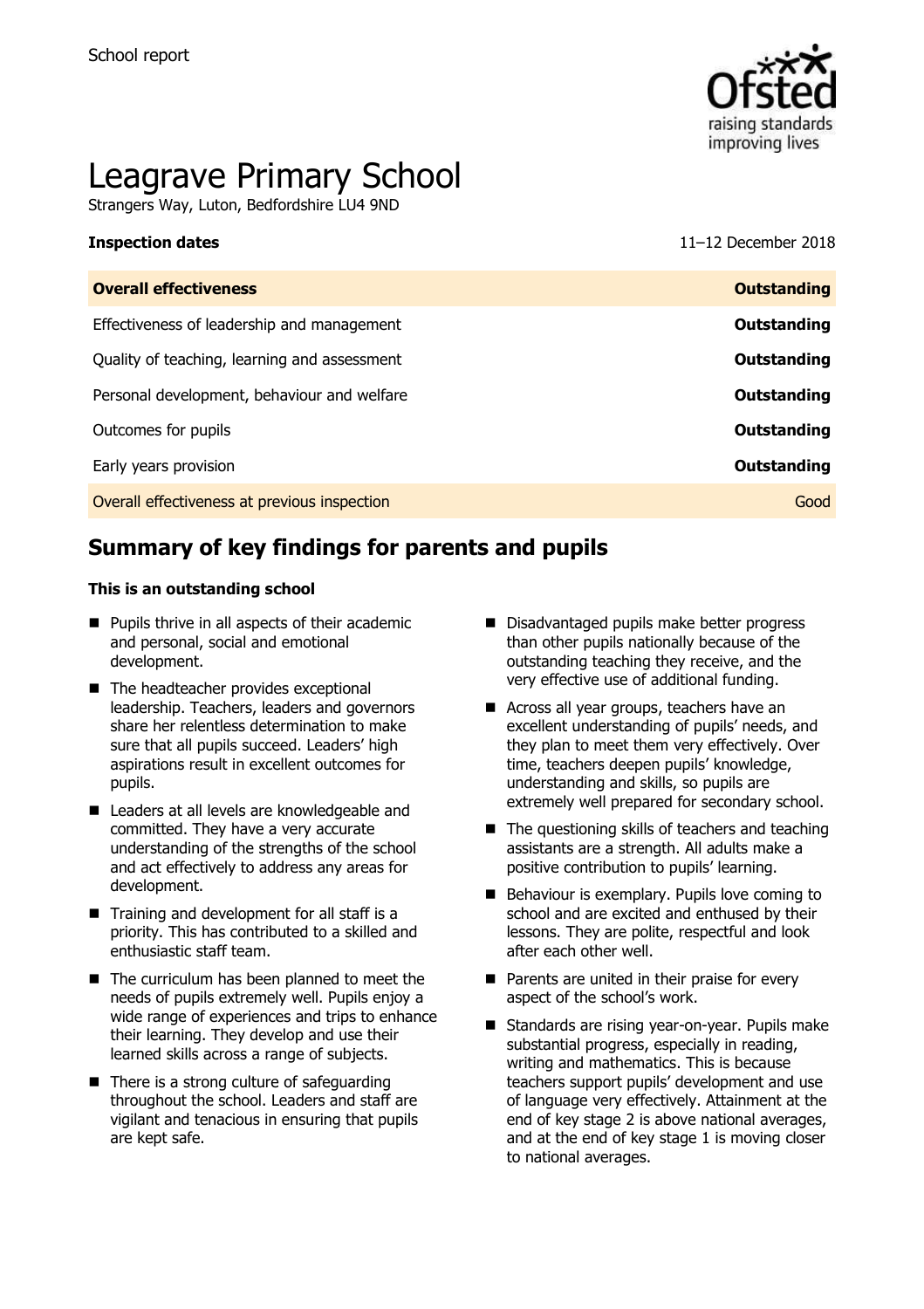School report

# Leagrave Primary School

Strangers Way, Luton, Bedfordshire LU4 9ND

**Inspection dates** 11–12 December 2018

| **Overall effectiveness** | **Outstanding** |
| --- | --- |
| Effectiveness of leadership and management | **Outstanding** |
| Quality of teaching, learning and assessment | **Outstanding** |
| Personal development, behaviour and welfare | **Outstanding** |
| Outcomes for pupils | **Outstanding** |
| Early years provision | **Outstanding** |
| Overall effectiveness at previous inspection | Good |

## Summary of key findings for parents and pupils

**This is an outstanding school**

- Pupils thrive in all aspects of their academic and personal, social and emotional development.
- The headteacher provides exceptional leadership. Teachers, leaders and governors share her relentless determination to make sure that all pupils succeed. Leaders' high aspirations result in excellent outcomes for pupils.
- Leaders at all levels are knowledgeable and committed. They have a very accurate understanding of the strengths of the school and act effectively to address any areas for development.
- Training and development for all staff is a priority. This has contributed to a skilled and enthusiastic staff team.
- The curriculum has been planned to meet the needs of pupils extremely well. Pupils enjoy a wide range of experiences and trips to enhance their learning. They develop and use their learned skills across a range of subjects.
- There is a strong culture of safeguarding throughout the school. Leaders and staff are vigilant and tenacious in ensuring that pupils are kept safe.
- Disadvantaged pupils make better progress than other pupils nationally because of the outstanding teaching they receive, and the very effective use of additional funding.
- Across all year groups, teachers have an excellent understanding of pupils' needs, and they plan to meet them very effectively. Over time, teachers deepen pupils' knowledge, understanding and skills, so pupils are extremely well prepared for secondary school.
- The questioning skills of teachers and teaching assistants are a strength. All adults make a positive contribution to pupils' learning.
- Behaviour is exemplary. Pupils love coming to school and are excited and enthused by their lessons. They are polite, respectful and look after each other well.
- Parents are united in their praise for every aspect of the school's work.
- Standards are rising year-on-year. Pupils make substantial progress, especially in reading, writing and mathematics. This is because teachers support pupils' development and use of language very effectively. Attainment at the end of key stage 2 is above national averages, and at the end of key stage 1 is moving closer to national averages.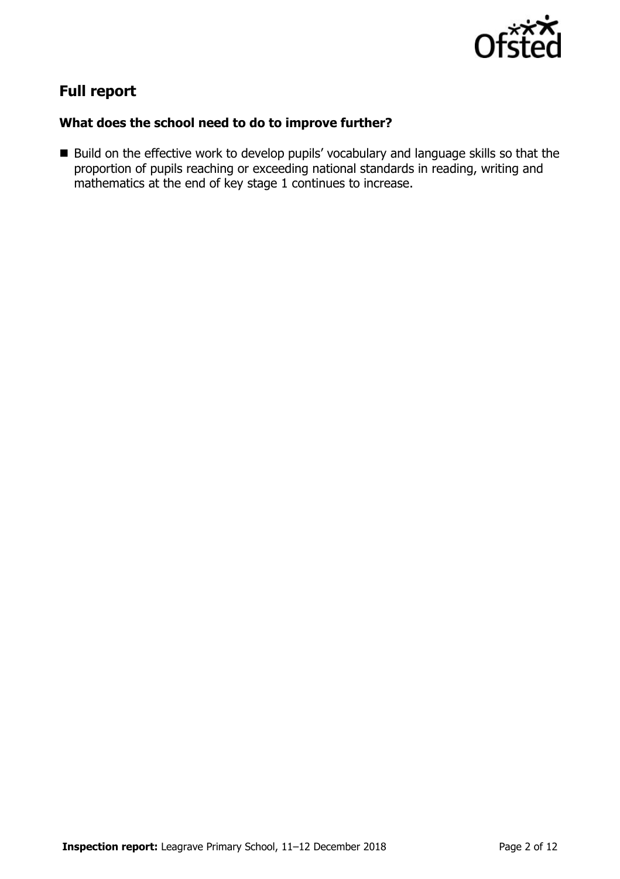## Full report

### What does the school need to do to improve further?

- Build on the effective work to develop pupils' vocabulary and language skills so that the proportion of pupils reaching or exceeding national standards in reading, writing and mathematics at the end of key stage 1 continues to increase.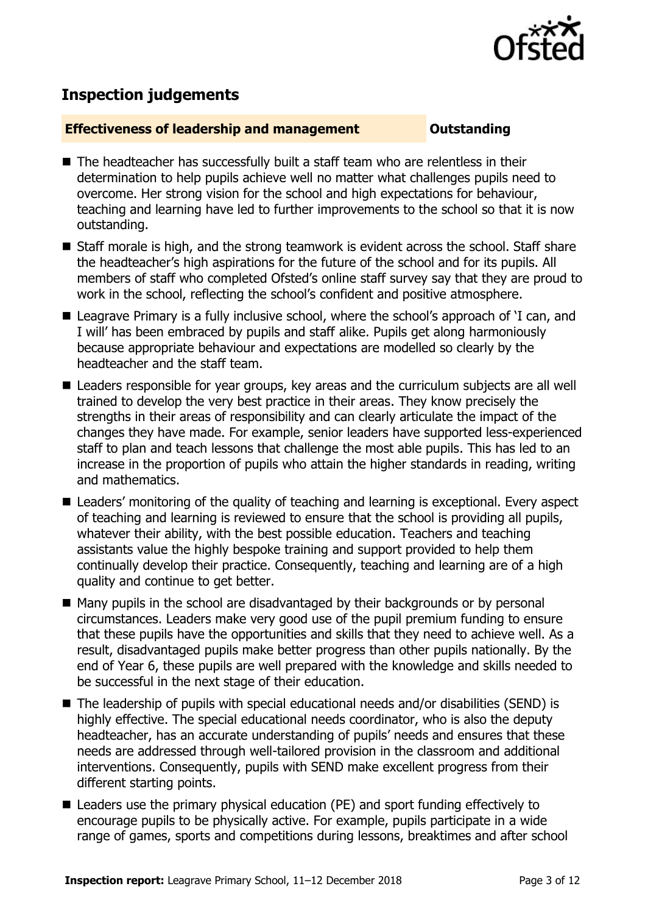## Inspection judgements

**Effectiveness of leadership and management** **Outstanding**

- The headteacher has successfully built a staff team who are relentless in their determination to help pupils achieve well no matter what challenges pupils need to overcome. Her strong vision for the school and high expectations for behaviour, teaching and learning have led to further improvements to the school so that it is now outstanding.
- Staff morale is high, and the strong teamwork is evident across the school. Staff share the headteacher's high aspirations for the future of the school and for its pupils. All members of staff who completed Ofsted's online staff survey say that they are proud to work in the school, reflecting the school's confident and positive atmosphere.
- Leagrave Primary is a fully inclusive school, where the school's approach of 'I can, and I will' has been embraced by pupils and staff alike. Pupils get along harmoniously because appropriate behaviour and expectations are modelled so clearly by the headteacher and the staff team.
- Leaders responsible for year groups, key areas and the curriculum subjects are all well trained to develop the very best practice in their areas. They know precisely the strengths in their areas of responsibility and can clearly articulate the impact of the changes they have made. For example, senior leaders have supported less-experienced staff to plan and teach lessons that challenge the most able pupils. This has led to an increase in the proportion of pupils who attain the higher standards in reading, writing and mathematics.
- Leaders' monitoring of the quality of teaching and learning is exceptional. Every aspect of teaching and learning is reviewed to ensure that the school is providing all pupils, whatever their ability, with the best possible education. Teachers and teaching assistants value the highly bespoke training and support provided to help them continually develop their practice. Consequently, teaching and learning are of a high quality and continue to get better.
- Many pupils in the school are disadvantaged by their backgrounds or by personal circumstances. Leaders make very good use of the pupil premium funding to ensure that these pupils have the opportunities and skills that they need to achieve well. As a result, disadvantaged pupils make better progress than other pupils nationally. By the end of Year 6, these pupils are well prepared with the knowledge and skills needed to be successful in the next stage of their education.
- The leadership of pupils with special educational needs and/or disabilities (SEND) is highly effective. The special educational needs coordinator, who is also the deputy headteacher, has an accurate understanding of pupils' needs and ensures that these needs are addressed through well-tailored provision in the classroom and additional interventions. Consequently, pupils with SEND make excellent progress from their different starting points.
- Leaders use the primary physical education (PE) and sport funding effectively to encourage pupils to be physically active. For example, pupils participate in a wide range of games, sports and competitions during lessons, breaktimes and after school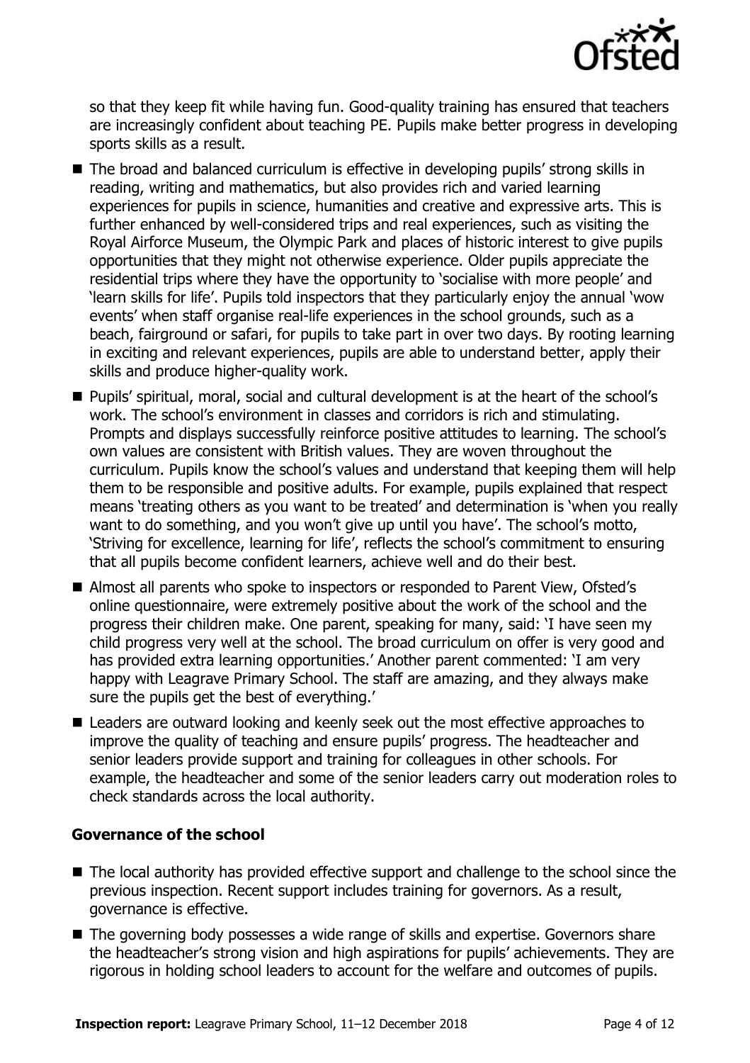so that they keep fit while having fun. Good-quality training has ensured that teachers are increasingly confident about teaching PE. Pupils make better progress in developing sports skills as a result.

- The broad and balanced curriculum is effective in developing pupils' strong skills in reading, writing and mathematics, but also provides rich and varied learning experiences for pupils in science, humanities and creative and expressive arts. This is further enhanced by well-considered trips and real experiences, such as visiting the Royal Airforce Museum, the Olympic Park and places of historic interest to give pupils opportunities that they might not otherwise experience. Older pupils appreciate the residential trips where they have the opportunity to 'socialise with more people' and 'learn skills for life'. Pupils told inspectors that they particularly enjoy the annual 'wow events' when staff organise real-life experiences in the school grounds, such as a beach, fairground or safari, for pupils to take part in over two days. By rooting learning in exciting and relevant experiences, pupils are able to understand better, apply their skills and produce higher-quality work.
- Pupils' spiritual, moral, social and cultural development is at the heart of the school's work. The school's environment in classes and corridors is rich and stimulating. Prompts and displays successfully reinforce positive attitudes to learning. The school's own values are consistent with British values. They are woven throughout the curriculum. Pupils know the school's values and understand that keeping them will help them to be responsible and positive adults. For example, pupils explained that respect means 'treating others as you want to be treated' and determination is 'when you really want to do something, and you won't give up until you have'. The school's motto, 'Striving for excellence, learning for life', reflects the school's commitment to ensuring that all pupils become confident learners, achieve well and do their best.
- Almost all parents who spoke to inspectors or responded to Parent View, Ofsted's online questionnaire, were extremely positive about the work of the school and the progress their children make. One parent, speaking for many, said: 'I have seen my child progress very well at the school. The broad curriculum on offer is very good and has provided extra learning opportunities.' Another parent commented: 'I am very happy with Leagrave Primary School. The staff are amazing, and they always make sure the pupils get the best of everything.'
- Leaders are outward looking and keenly seek out the most effective approaches to improve the quality of teaching and ensure pupils' progress. The headteacher and senior leaders provide support and training for colleagues in other schools. For example, the headteacher and some of the senior leaders carry out moderation roles to check standards across the local authority.

### Governance of the school

- The local authority has provided effective support and challenge to the school since the previous inspection. Recent support includes training for governors. As a result, governance is effective.
- The governing body possesses a wide range of skills and expertise. Governors share the headteacher's strong vision and high aspirations for pupils' achievements. They are rigorous in holding school leaders to account for the welfare and outcomes of pupils.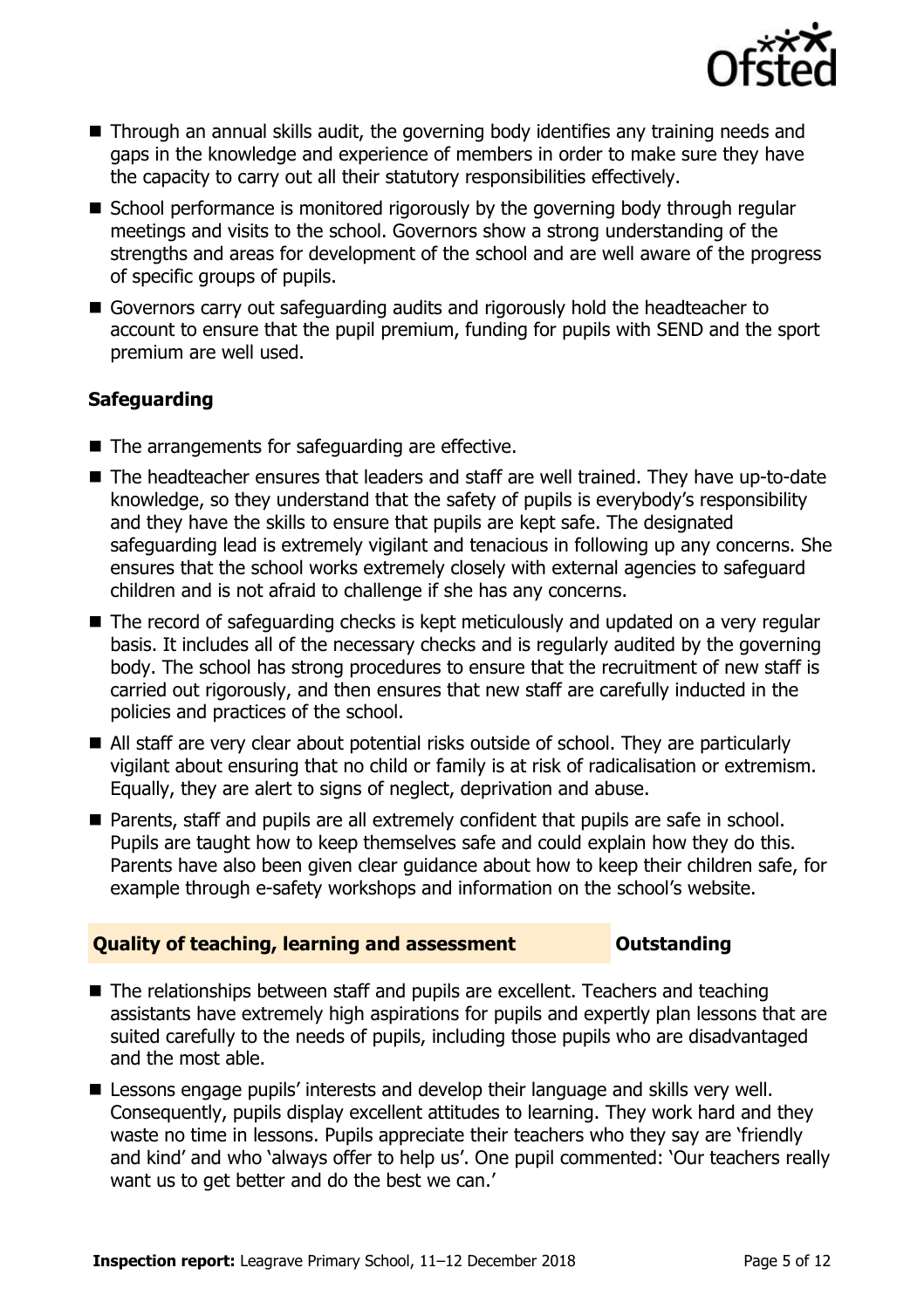- Through an annual skills audit, the governing body identifies any training needs and gaps in the knowledge and experience of members in order to make sure they have the capacity to carry out all their statutory responsibilities effectively.
- School performance is monitored rigorously by the governing body through regular meetings and visits to the school. Governors show a strong understanding of the strengths and areas for development of the school and are well aware of the progress of specific groups of pupils.
- Governors carry out safeguarding audits and rigorously hold the headteacher to account to ensure that the pupil premium, funding for pupils with SEND and the sport premium are well used.

### Safeguarding

- The arrangements for safeguarding are effective.
- The headteacher ensures that leaders and staff are well trained. They have up-to-date knowledge, so they understand that the safety of pupils is everybody's responsibility and they have the skills to ensure that pupils are kept safe. The designated safeguarding lead is extremely vigilant and tenacious in following up any concerns. She ensures that the school works extremely closely with external agencies to safeguard children and is not afraid to challenge if she has any concerns.
- The record of safeguarding checks is kept meticulously and updated on a very regular basis. It includes all of the necessary checks and is regularly audited by the governing body. The school has strong procedures to ensure that the recruitment of new staff is carried out rigorously, and then ensures that new staff are carefully inducted in the policies and practices of the school.
- All staff are very clear about potential risks outside of school. They are particularly vigilant about ensuring that no child or family is at risk of radicalisation or extremism. Equally, they are alert to signs of neglect, deprivation and abuse.
- Parents, staff and pupils are all extremely confident that pupils are safe in school. Pupils are taught how to keep themselves safe and could explain how they do this. Parents have also been given clear guidance about how to keep their children safe, for example through e-safety workshops and information on the school's website.

## Quality of teaching, learning and assessment — Outstanding

- The relationships between staff and pupils are excellent. Teachers and teaching assistants have extremely high aspirations for pupils and expertly plan lessons that are suited carefully to the needs of pupils, including those pupils who are disadvantaged and the most able.
- Lessons engage pupils' interests and develop their language and skills very well. Consequently, pupils display excellent attitudes to learning. They work hard and they waste no time in lessons. Pupils appreciate their teachers who they say are 'friendly and kind' and who 'always offer to help us'. One pupil commented: 'Our teachers really want us to get better and do the best we can.'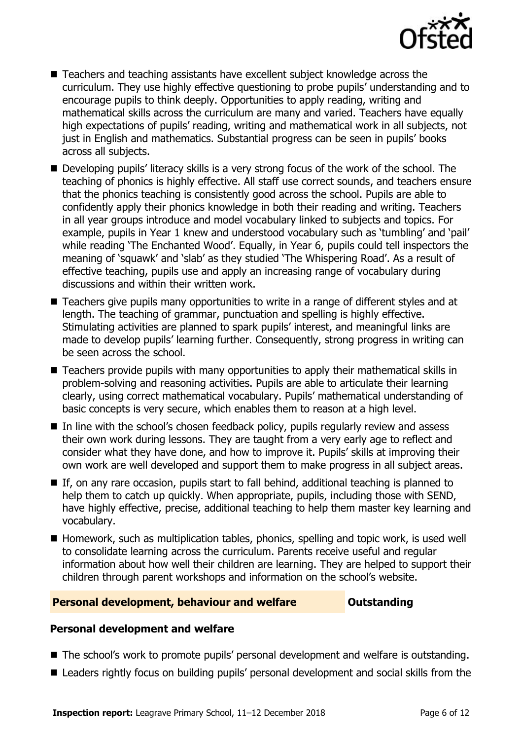- Teachers and teaching assistants have excellent subject knowledge across the curriculum. They use highly effective questioning to probe pupils' understanding and to encourage pupils to think deeply. Opportunities to apply reading, writing and mathematical skills across the curriculum are many and varied. Teachers have equally high expectations of pupils' reading, writing and mathematical work in all subjects, not just in English and mathematics. Substantial progress can be seen in pupils' books across all subjects.
- Developing pupils' literacy skills is a very strong focus of the work of the school. The teaching of phonics is highly effective. All staff use correct sounds, and teachers ensure that the phonics teaching is consistently good across the school. Pupils are able to confidently apply their phonics knowledge in both their reading and writing. Teachers in all year groups introduce and model vocabulary linked to subjects and topics. For example, pupils in Year 1 knew and understood vocabulary such as 'tumbling' and 'pail' while reading 'The Enchanted Wood'. Equally, in Year 6, pupils could tell inspectors the meaning of 'squawk' and 'slab' as they studied 'The Whispering Road'. As a result of effective teaching, pupils use and apply an increasing range of vocabulary during discussions and within their written work.
- Teachers give pupils many opportunities to write in a range of different styles and at length. The teaching of grammar, punctuation and spelling is highly effective. Stimulating activities are planned to spark pupils' interest, and meaningful links are made to develop pupils' learning further. Consequently, strong progress in writing can be seen across the school.
- Teachers provide pupils with many opportunities to apply their mathematical skills in problem-solving and reasoning activities. Pupils are able to articulate their learning clearly, using correct mathematical vocabulary. Pupils' mathematical understanding of basic concepts is very secure, which enables them to reason at a high level.
- In line with the school's chosen feedback policy, pupils regularly review and assess their own work during lessons. They are taught from a very early age to reflect and consider what they have done, and how to improve it. Pupils' skills at improving their own work are well developed and support them to make progress in all subject areas.
- If, on any rare occasion, pupils start to fall behind, additional teaching is planned to help them to catch up quickly. When appropriate, pupils, including those with SEND, have highly effective, precise, additional teaching to help them master key learning and vocabulary.
- Homework, such as multiplication tables, phonics, spelling and topic work, is used well to consolidate learning across the curriculum. Parents receive useful and regular information about how well their children are learning. They are helped to support their children through parent workshops and information on the school's website.

## Personal development, behaviour and welfare — Outstanding

### Personal development and welfare

- The school's work to promote pupils' personal development and welfare is outstanding.
- Leaders rightly focus on building pupils' personal development and social skills from the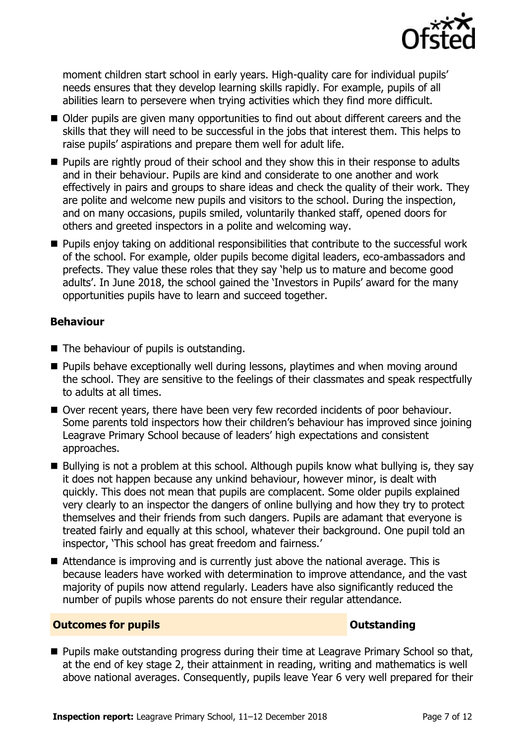moment children start school in early years. High-quality care for individual pupils' needs ensures that they develop learning skills rapidly. For example, pupils of all abilities learn to persevere when trying activities which they find more difficult.

- Older pupils are given many opportunities to find out about different careers and the skills that they will need to be successful in the jobs that interest them. This helps to raise pupils' aspirations and prepare them well for adult life.
- Pupils are rightly proud of their school and they show this in their response to adults and in their behaviour. Pupils are kind and considerate to one another and work effectively in pairs and groups to share ideas and check the quality of their work. They are polite and welcome new pupils and visitors to the school. During the inspection, and on many occasions, pupils smiled, voluntarily thanked staff, opened doors for others and greeted inspectors in a polite and welcoming way.
- Pupils enjoy taking on additional responsibilities that contribute to the successful work of the school. For example, older pupils become digital leaders, eco-ambassadors and prefects. They value these roles that they say 'help us to mature and become good adults'. In June 2018, the school gained the 'Investors in Pupils' award for the many opportunities pupils have to learn and succeed together.

### Behaviour

- The behaviour of pupils is outstanding.
- Pupils behave exceptionally well during lessons, playtimes and when moving around the school. They are sensitive to the feelings of their classmates and speak respectfully to adults at all times.
- Over recent years, there have been very few recorded incidents of poor behaviour. Some parents told inspectors how their children's behaviour has improved since joining Leagrave Primary School because of leaders' high expectations and consistent approaches.
- Bullying is not a problem at this school. Although pupils know what bullying is, they say it does not happen because any unkind behaviour, however minor, is dealt with quickly. This does not mean that pupils are complacent. Some older pupils explained very clearly to an inspector the dangers of online bullying and how they try to protect themselves and their friends from such dangers. Pupils are adamant that everyone is treated fairly and equally at this school, whatever their background. One pupil told an inspector, 'This school has great freedom and fairness.'
- Attendance is improving and is currently just above the national average. This is because leaders have worked with determination to improve attendance, and the vast majority of pupils now attend regularly. Leaders have also significantly reduced the number of pupils whose parents do not ensure their regular attendance.

## Outcomes for pupils — Outstanding

- Pupils make outstanding progress during their time at Leagrave Primary School so that, at the end of key stage 2, their attainment in reading, writing and mathematics is well above national averages. Consequently, pupils leave Year 6 very well prepared for their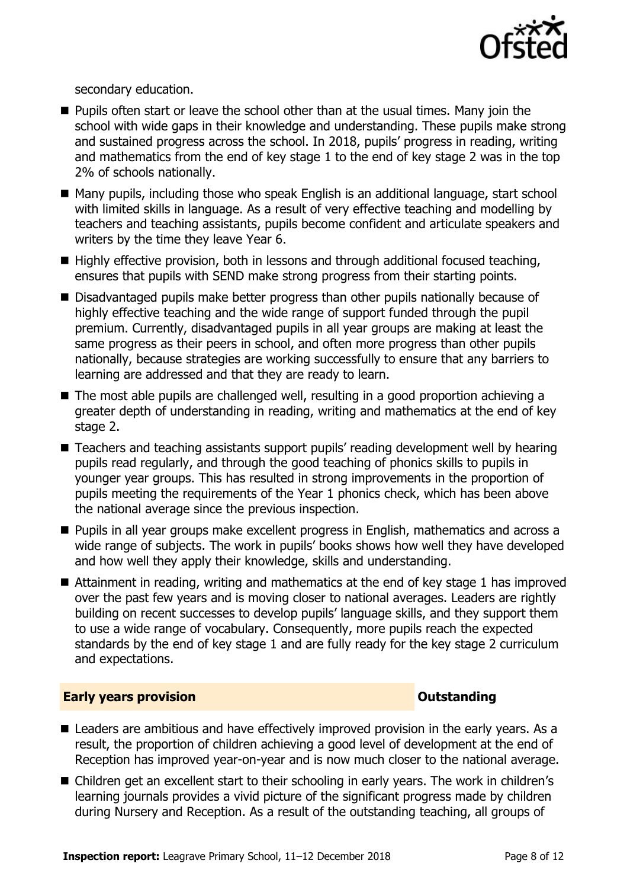secondary education.

- Pupils often start or leave the school other than at the usual times. Many join the school with wide gaps in their knowledge and understanding. These pupils make strong and sustained progress across the school. In 2018, pupils' progress in reading, writing and mathematics from the end of key stage 1 to the end of key stage 2 was in the top 2% of schools nationally.
- Many pupils, including those who speak English is an additional language, start school with limited skills in language. As a result of very effective teaching and modelling by teachers and teaching assistants, pupils become confident and articulate speakers and writers by the time they leave Year 6.
- Highly effective provision, both in lessons and through additional focused teaching, ensures that pupils with SEND make strong progress from their starting points.
- Disadvantaged pupils make better progress than other pupils nationally because of highly effective teaching and the wide range of support funded through the pupil premium. Currently, disadvantaged pupils in all year groups are making at least the same progress as their peers in school, and often more progress than other pupils nationally, because strategies are working successfully to ensure that any barriers to learning are addressed and that they are ready to learn.
- The most able pupils are challenged well, resulting in a good proportion achieving a greater depth of understanding in reading, writing and mathematics at the end of key stage 2.
- Teachers and teaching assistants support pupils' reading development well by hearing pupils read regularly, and through the good teaching of phonics skills to pupils in younger year groups. This has resulted in strong improvements in the proportion of pupils meeting the requirements of the Year 1 phonics check, which has been above the national average since the previous inspection.
- Pupils in all year groups make excellent progress in English, mathematics and across a wide range of subjects. The work in pupils' books shows how well they have developed and how well they apply their knowledge, skills and understanding.
- Attainment in reading, writing and mathematics at the end of key stage 1 has improved over the past few years and is moving closer to national averages. Leaders are rightly building on recent successes to develop pupils' language skills, and they support them to use a wide range of vocabulary. Consequently, more pupils reach the expected standards by the end of key stage 1 and are fully ready for the key stage 2 curriculum and expectations.

## Early years provision — Outstanding

- Leaders are ambitious and have effectively improved provision in the early years. As a result, the proportion of children achieving a good level of development at the end of Reception has improved year-on-year and is now much closer to the national average.
- Children get an excellent start to their schooling in early years. The work in children's learning journals provides a vivid picture of the significant progress made by children during Nursery and Reception. As a result of the outstanding teaching, all groups of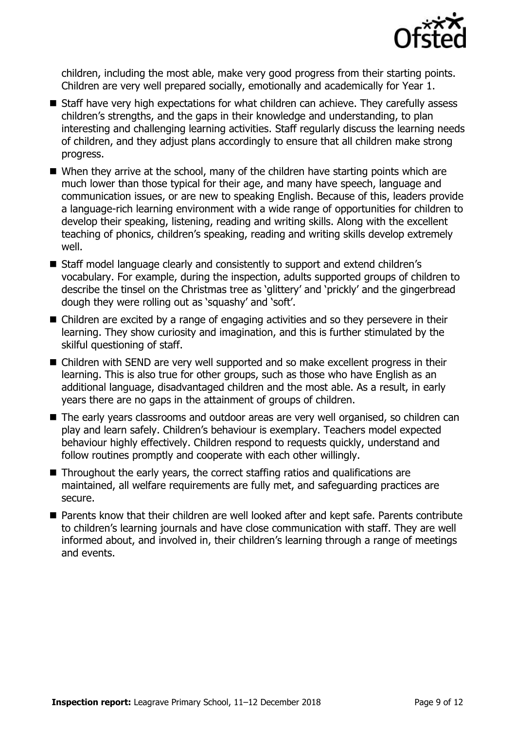children, including the most able, make very good progress from their starting points. Children are very well prepared socially, emotionally and academically for Year 1.

- Staff have very high expectations for what children can achieve. They carefully assess children's strengths, and the gaps in their knowledge and understanding, to plan interesting and challenging learning activities. Staff regularly discuss the learning needs of children, and they adjust plans accordingly to ensure that all children make strong progress.
- When they arrive at the school, many of the children have starting points which are much lower than those typical for their age, and many have speech, language and communication issues, or are new to speaking English. Because of this, leaders provide a language-rich learning environment with a wide range of opportunities for children to develop their speaking, listening, reading and writing skills. Along with the excellent teaching of phonics, children's speaking, reading and writing skills develop extremely well.
- Staff model language clearly and consistently to support and extend children's vocabulary. For example, during the inspection, adults supported groups of children to describe the tinsel on the Christmas tree as 'glittery' and 'prickly' and the gingerbread dough they were rolling out as 'squashy' and 'soft'.
- Children are excited by a range of engaging activities and so they persevere in their learning. They show curiosity and imagination, and this is further stimulated by the skilful questioning of staff.
- Children with SEND are very well supported and so make excellent progress in their learning. This is also true for other groups, such as those who have English as an additional language, disadvantaged children and the most able. As a result, in early years there are no gaps in the attainment of groups of children.
- The early years classrooms and outdoor areas are very well organised, so children can play and learn safely. Children's behaviour is exemplary. Teachers model expected behaviour highly effectively. Children respond to requests quickly, understand and follow routines promptly and cooperate with each other willingly.
- Throughout the early years, the correct staffing ratios and qualifications are maintained, all welfare requirements are fully met, and safeguarding practices are secure.
- Parents know that their children are well looked after and kept safe. Parents contribute to children's learning journals and have close communication with staff. They are well informed about, and involved in, their children's learning through a range of meetings and events.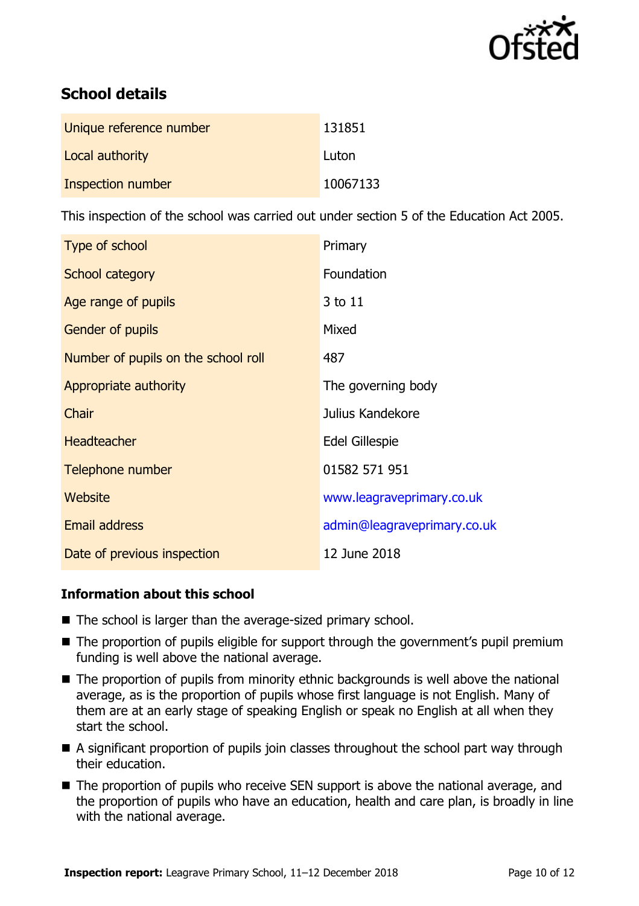## School details

| | |
|---|---|
| Unique reference number | 131851 |
| Local authority | Luton |
| Inspection number | 10067133 |

This inspection of the school was carried out under section 5 of the Education Act 2005.

| | |
|---|---|
| Type of school | Primary |
| School category | Foundation |
| Age range of pupils | 3 to 11 |
| Gender of pupils | Mixed |
| Number of pupils on the school roll | 487 |
| Appropriate authority | The governing body |
| Chair | Julius Kandekore |
| Headteacher | Edel Gillespie |
| Telephone number | 01582 571 951 |
| Website | www.leagraveprimary.co.uk |
| Email address | admin@leagraveprimary.co.uk |
| Date of previous inspection | 12 June 2018 |

### Information about this school

- The school is larger than the average-sized primary school.
- The proportion of pupils eligible for support through the government's pupil premium funding is well above the national average.
- The proportion of pupils from minority ethnic backgrounds is well above the national average, as is the proportion of pupils whose first language is not English. Many of them are at an early stage of speaking English or speak no English at all when they start the school.
- A significant proportion of pupils join classes throughout the school part way through their education.
- The proportion of pupils who receive SEN support is above the national average, and the proportion of pupils who have an education, health and care plan, is broadly in line with the national average.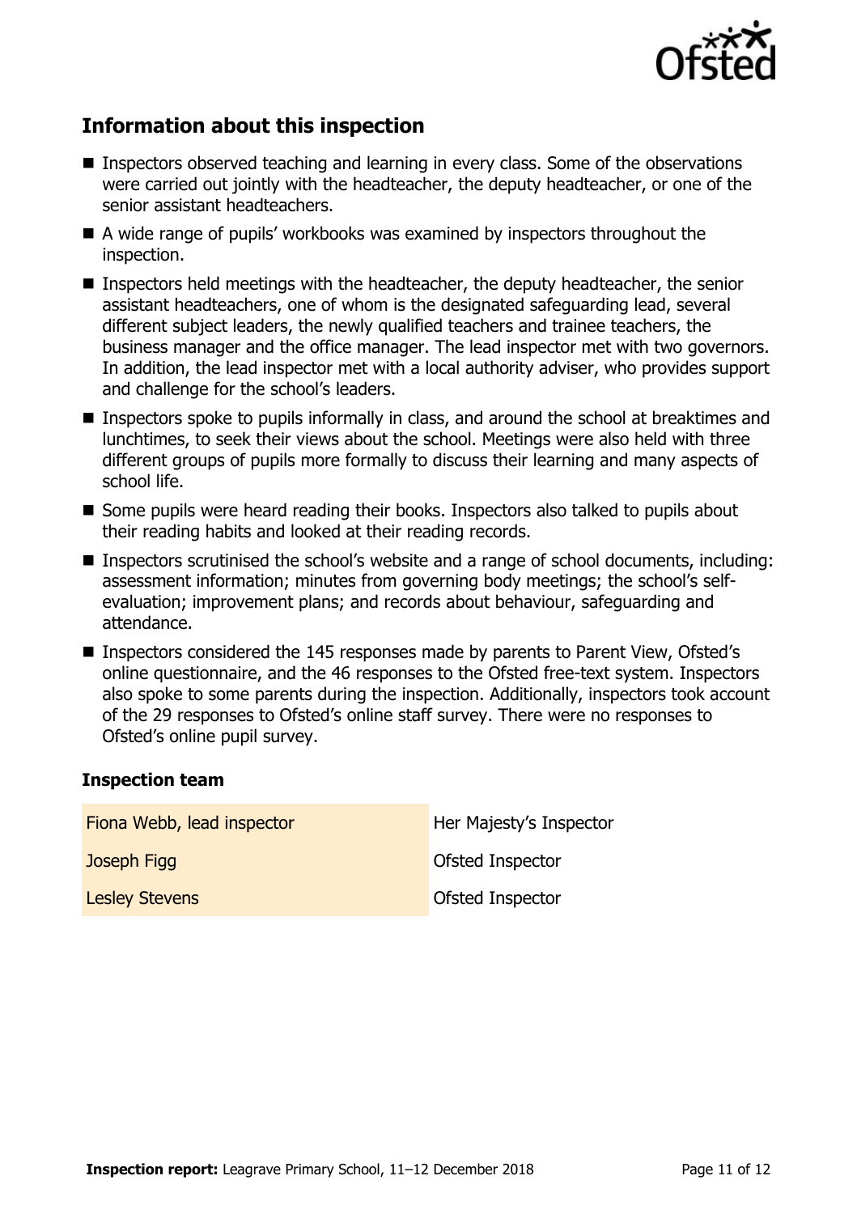## Information about this inspection

- Inspectors observed teaching and learning in every class. Some of the observations were carried out jointly with the headteacher, the deputy headteacher, or one of the senior assistant headteachers.
- A wide range of pupils' workbooks was examined by inspectors throughout the inspection.
- Inspectors held meetings with the headteacher, the deputy headteacher, the senior assistant headteachers, one of whom is the designated safeguarding lead, several different subject leaders, the newly qualified teachers and trainee teachers, the business manager and the office manager. The lead inspector met with two governors. In addition, the lead inspector met with a local authority adviser, who provides support and challenge for the school's leaders.
- Inspectors spoke to pupils informally in class, and around the school at breaktimes and lunchtimes, to seek their views about the school. Meetings were also held with three different groups of pupils more formally to discuss their learning and many aspects of school life.
- Some pupils were heard reading their books. Inspectors also talked to pupils about their reading habits and looked at their reading records.
- Inspectors scrutinised the school's website and a range of school documents, including: assessment information; minutes from governing body meetings; the school's self-evaluation; improvement plans; and records about behaviour, safeguarding and attendance.
- Inspectors considered the 145 responses made by parents to Parent View, Ofsted's online questionnaire, and the 46 responses to the Ofsted free-text system. Inspectors also spoke to some parents during the inspection. Additionally, inspectors took account of the 29 responses to Ofsted's online staff survey. There were no responses to Ofsted's online pupil survey.

### Inspection team

| | |
|---|---|
| Fiona Webb, lead inspector | Her Majesty's Inspector |
| Joseph Figg | Ofsted Inspector |
| Lesley Stevens | Ofsted Inspector |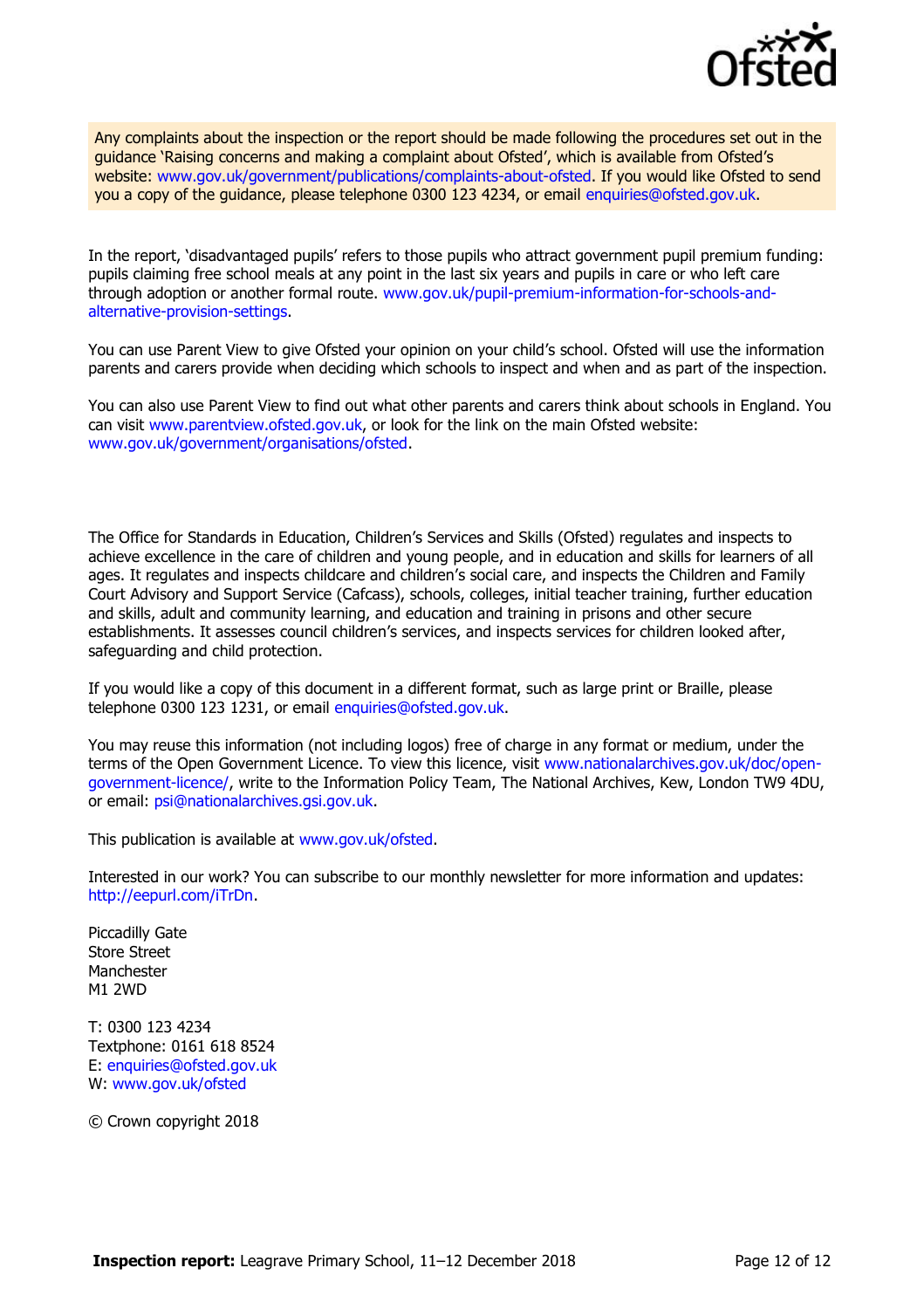Any complaints about the inspection or the report should be made following the procedures set out in the guidance 'Raising concerns and making a complaint about Ofsted', which is available from Ofsted's website: www.gov.uk/government/publications/complaints-about-ofsted. If you would like Ofsted to send you a copy of the guidance, please telephone 0300 123 4234, or email enquiries@ofsted.gov.uk.

In the report, 'disadvantaged pupils' refers to those pupils who attract government pupil premium funding: pupils claiming free school meals at any point in the last six years and pupils in care or who left care through adoption or another formal route. www.gov.uk/pupil-premium-information-for-schools-and-alternative-provision-settings.

You can use Parent View to give Ofsted your opinion on your child's school. Ofsted will use the information parents and carers provide when deciding which schools to inspect and when and as part of the inspection.

You can also use Parent View to find out what other parents and carers think about schools in England. You can visit www.parentview.ofsted.gov.uk, or look for the link on the main Ofsted website: www.gov.uk/government/organisations/ofsted.

The Office for Standards in Education, Children's Services and Skills (Ofsted) regulates and inspects to achieve excellence in the care of children and young people, and in education and skills for learners of all ages. It regulates and inspects childcare and children's social care, and inspects the Children and Family Court Advisory and Support Service (Cafcass), schools, colleges, initial teacher training, further education and skills, adult and community learning, and education and training in prisons and other secure establishments. It assesses council children's services, and inspects services for children looked after, safeguarding and child protection.

If you would like a copy of this document in a different format, such as large print or Braille, please telephone 0300 123 1231, or email enquiries@ofsted.gov.uk.

You may reuse this information (not including logos) free of charge in any format or medium, under the terms of the Open Government Licence. To view this licence, visit www.nationalarchives.gov.uk/doc/open-government-licence/, write to the Information Policy Team, The National Archives, Kew, London TW9 4DU, or email: psi@nationalarchives.gsi.gov.uk.

This publication is available at www.gov.uk/ofsted.

Interested in our work? You can subscribe to our monthly newsletter for more information and updates: http://eepurl.com/iTrDn.

Piccadilly Gate
Store Street
Manchester
M1 2WD

T: 0300 123 4234
Textphone: 0161 618 8524
E: enquiries@ofsted.gov.uk
W: www.gov.uk/ofsted

© Crown copyright 2018